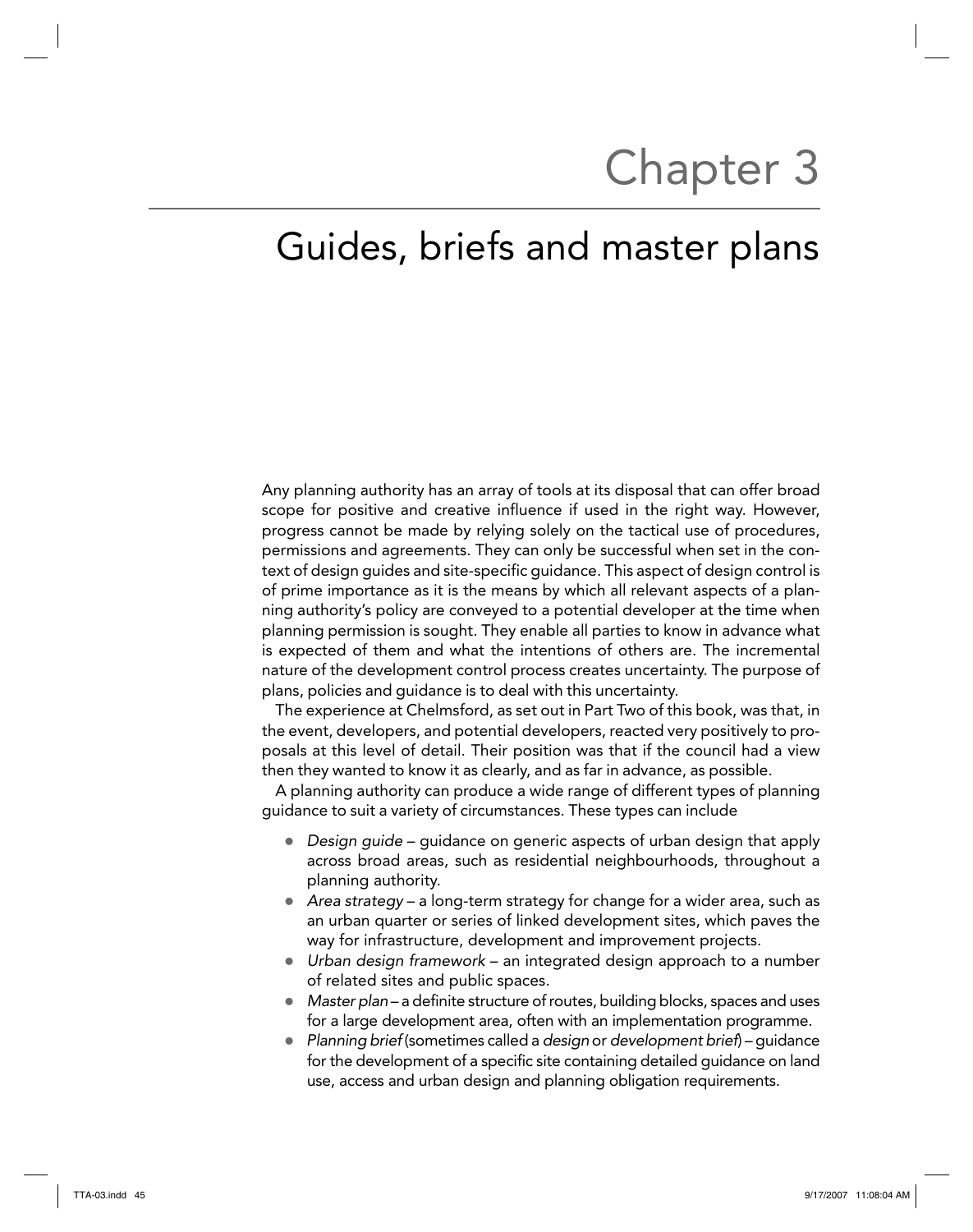# Chapter 3

# Guides, briefs and master plans

Any planning authority has an array of tools at its disposal that can offer broad scope for positive and creative influence if used in the right way. However, progress cannot be made by relying solely on the tactical use of procedures, permissions and agreements. They can only be successful when set in the context of design guides and site-specific guidance. This aspect of design control is of prime importance as it is the means by which all relevant aspects of a planning authority's policy are conveyed to a potential developer at the time when planning permission is sought. They enable all parties to know in advance what is expected of them and what the intentions of others are. The incremental nature of the development control process creates uncertainty. The purpose of plans, policies and guidance is to deal with this uncertainty.

The experience at Chelmsford, as set out in Part Two of this book, was that, in the event, developers, and potential developers, reacted very positively to proposals at this level of detail. Their position was that if the council had a view then they wanted to know it as clearly, and as far in advance, as possible.

A planning authority can produce a wide range of different types of planning guidance to suit a variety of circumstances. These types can include

- *Design guide* – guidance on generic aspects of urban design that apply across broad areas, such as residential neighbourhoods, throughout a planning authority.
- *Area strategy* – a long-term strategy for change for a wider area, such as an urban quarter or series of linked development sites, which paves the way for infrastructure, development and improvement projects.
- *Urban design framework* – an integrated design approach to a number of related sites and public spaces.
- *Master plan* – a definite structure of routes, building blocks, spaces and uses for a large development area, often with an implementation programme.
- *Planning brief* (sometimes called a *design* or *development brief*) – guidance for the development of a specific site containing detailed guidance on land use, access and urban design and planning obligation requirements.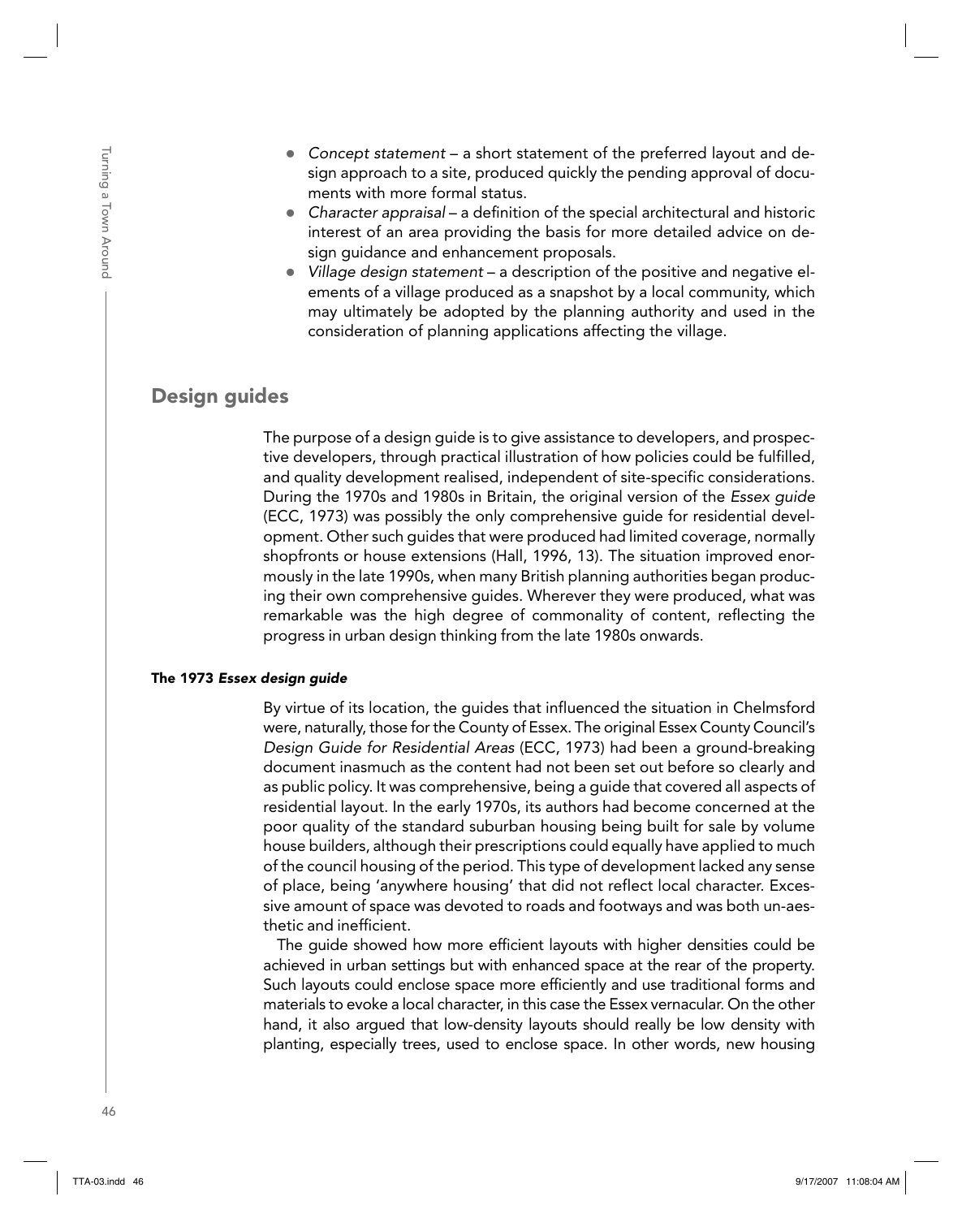- *Concept statement* – a short statement of the preferred layout and design approach to a site, produced quickly the pending approval of documents with more formal status.
- *Character appraisal* – a definition of the special architectural and historic interest of an area providing the basis for more detailed advice on design guidance and enhancement proposals.
- *Village design statement* – a description of the positive and negative elements of a village produced as a snapshot by a local community, which may ultimately be adopted by the planning authority and used in the consideration of planning applications affecting the village.

## Design guides

The purpose of a design guide is to give assistance to developers, and prospective developers, through practical illustration of how policies could be fulfilled, and quality development realised, independent of site-specific considerations. During the 1970s and 1980s in Britain, the original version of the *Essex guide* (ECC, 1973) was possibly the only comprehensive guide for residential development. Other such guides that were produced had limited coverage, normally shopfronts or house extensions (Hall, 1996, 13). The situation improved enormously in the late 1990s, when many British planning authorities began producing their own comprehensive guides. Wherever they were produced, what was remarkable was the high degree of commonality of content, reflecting the progress in urban design thinking from the late 1980s onwards.

### The 1973 *Essex design guide*

By virtue of its location, the guides that influenced the situation in Chelmsford were, naturally, those for the County of Essex. The original Essex County Council's *Design Guide for Residential Areas* (ECC, 1973) had been a ground-breaking document inasmuch as the content had not been set out before so clearly and as public policy. It was comprehensive, being a guide that covered all aspects of residential layout. In the early 1970s, its authors had become concerned at the poor quality of the standard suburban housing being built for sale by volume house builders, although their prescriptions could equally have applied to much of the council housing of the period. This type of development lacked any sense of place, being 'anywhere housing' that did not reflect local character. Excessive amount of space was devoted to roads and footways and was both un-aesthetic and inefficient.

The guide showed how more efficient layouts with higher densities could be achieved in urban settings but with enhanced space at the rear of the property. Such layouts could enclose space more efficiently and use traditional forms and materials to evoke a local character, in this case the Essex vernacular. On the other hand, it also argued that low-density layouts should really be low density with planting, especially trees, used to enclose space. In other words, new housing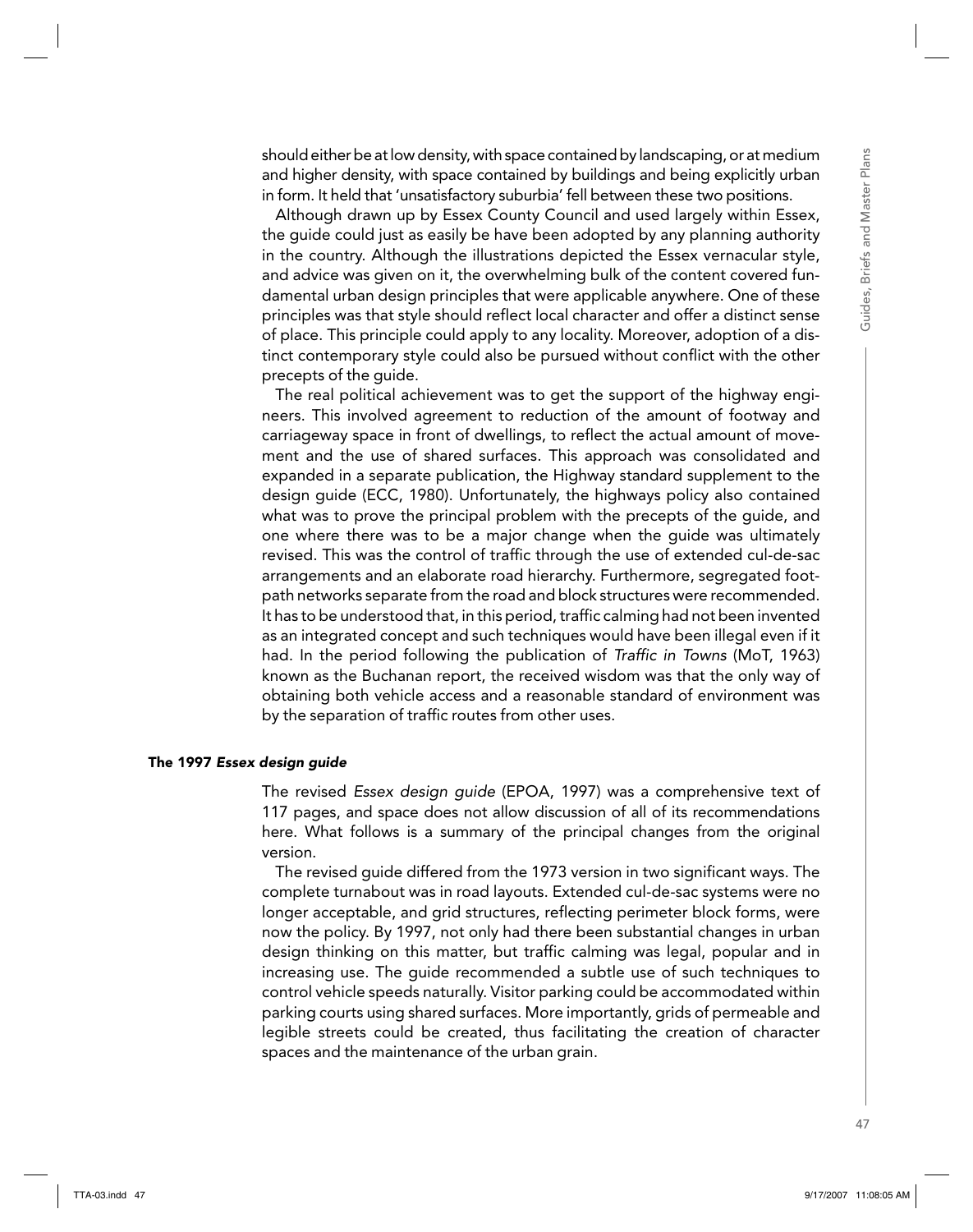should either be at low density, with space contained by landscaping, or at medium and higher density, with space contained by buildings and being explicitly urban in form. It held that 'unsatisfactory suburbia' fell between these two positions.

Although drawn up by Essex County Council and used largely within Essex, the guide could just as easily be have been adopted by any planning authority in the country. Although the illustrations depicted the Essex vernacular style, and advice was given on it, the overwhelming bulk of the content covered fundamental urban design principles that were applicable anywhere. One of these principles was that style should reflect local character and offer a distinct sense of place. This principle could apply to any locality. Moreover, adoption of a distinct contemporary style could also be pursued without conflict with the other precepts of the guide.

The real political achievement was to get the support of the highway engineers. This involved agreement to reduction of the amount of footway and carriageway space in front of dwellings, to reflect the actual amount of movement and the use of shared surfaces. This approach was consolidated and expanded in a separate publication, the Highway standard supplement to the design guide (ECC, 1980). Unfortunately, the highways policy also contained what was to prove the principal problem with the precepts of the guide, and one where there was to be a major change when the guide was ultimately revised. This was the control of traffic through the use of extended cul-de-sac arrangements and an elaborate road hierarchy. Furthermore, segregated footpath networks separate from the road and block structures were recommended. It has to be understood that, in this period, traffic calming had not been invented as an integrated concept and such techniques would have been illegal even if it had. In the period following the publication of *Traffic in Towns* (MoT, 1963) known as the Buchanan report, the received wisdom was that the only way of obtaining both vehicle access and a reasonable standard of environment was by the separation of traffic routes from other uses.

#### The 1997 *Essex design guide*

The revised *Essex design guide* (EPOA, 1997) was a comprehensive text of 117 pages, and space does not allow discussion of all of its recommendations here. What follows is a summary of the principal changes from the original version.

The revised guide differed from the 1973 version in two significant ways. The complete turnabout was in road layouts. Extended cul-de-sac systems were no longer acceptable, and grid structures, reflecting perimeter block forms, were now the policy. By 1997, not only had there been substantial changes in urban design thinking on this matter, but traffic calming was legal, popular and in increasing use. The guide recommended a subtle use of such techniques to control vehicle speeds naturally. Visitor parking could be accommodated within parking courts using shared surfaces. More importantly, grids of permeable and legible streets could be created, thus facilitating the creation of character spaces and the maintenance of the urban grain.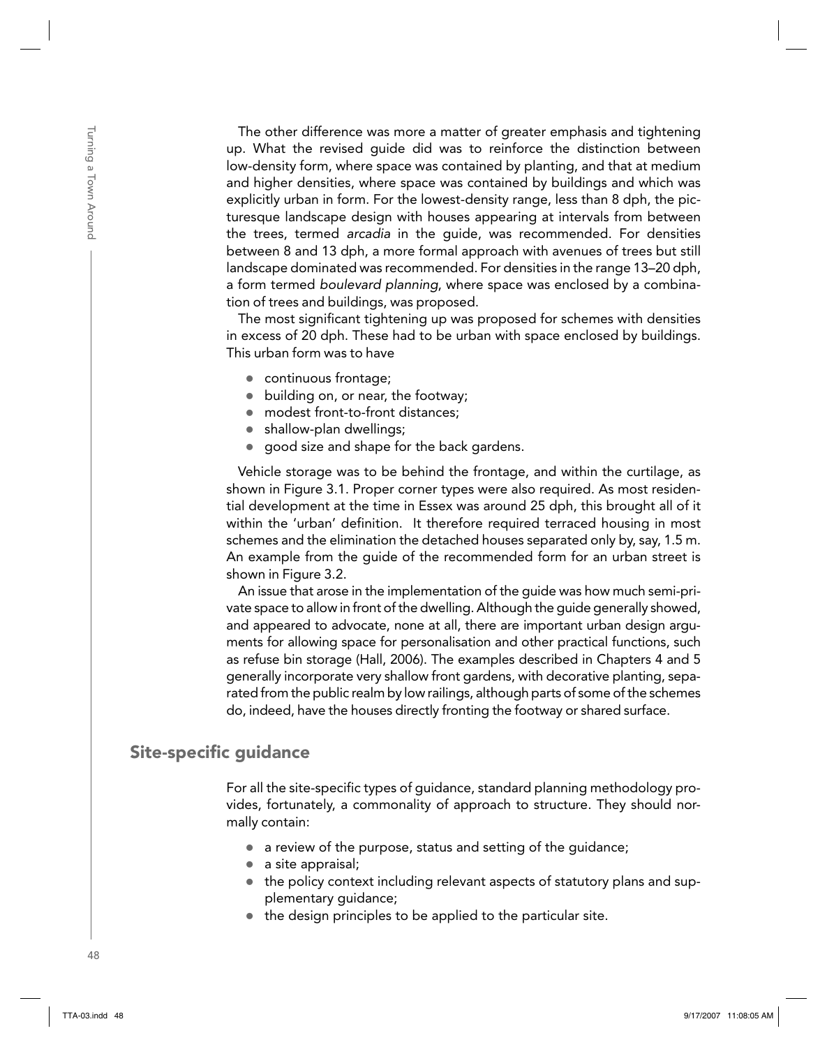The other difference was more a matter of greater emphasis and tightening up. What the revised guide did was to reinforce the distinction between low-density form, where space was contained by planting, and that at medium and higher densities, where space was contained by buildings and which was explicitly urban in form. For the lowest-density range, less than 8 dph, the picturesque landscape design with houses appearing at intervals from between the trees, termed *arcadia* in the guide, was recommended. For densities between 8 and 13 dph, a more formal approach with avenues of trees but still landscape dominated was recommended. For densities in the range 13–20 dph, a form termed *boulevard planning*, where space was enclosed by a combination of trees and buildings, was proposed.

The most significant tightening up was proposed for schemes with densities in excess of 20 dph. These had to be urban with space enclosed by buildings. This urban form was to have

- continuous frontage;
- building on, or near, the footway;
- modest front-to-front distances;
- shallow-plan dwellings;
- good size and shape for the back gardens.

Vehicle storage was to be behind the frontage, and within the curtilage, as shown in Figure 3.1. Proper corner types were also required. As most residential development at the time in Essex was around 25 dph, this brought all of it within the 'urban' definition. It therefore required terraced housing in most schemes and the elimination the detached houses separated only by, say, 1.5 m. An example from the guide of the recommended form for an urban street is shown in Figure 3.2.

An issue that arose in the implementation of the guide was how much semi-private space to allow in front of the dwelling. Although the guide generally showed, and appeared to advocate, none at all, there are important urban design arguments for allowing space for personalisation and other practical functions, such as refuse bin storage (Hall, 2006). The examples described in Chapters 4 and 5 generally incorporate very shallow front gardens, with decorative planting, separated from the public realm by low railings, although parts of some of the schemes do, indeed, have the houses directly fronting the footway or shared surface.

## Site-specific guidance

For all the site-specific types of guidance, standard planning methodology provides, fortunately, a commonality of approach to structure. They should normally contain:

- a review of the purpose, status and setting of the guidance;
- a site appraisal;
- the policy context including relevant aspects of statutory plans and supplementary guidance;
- the design principles to be applied to the particular site.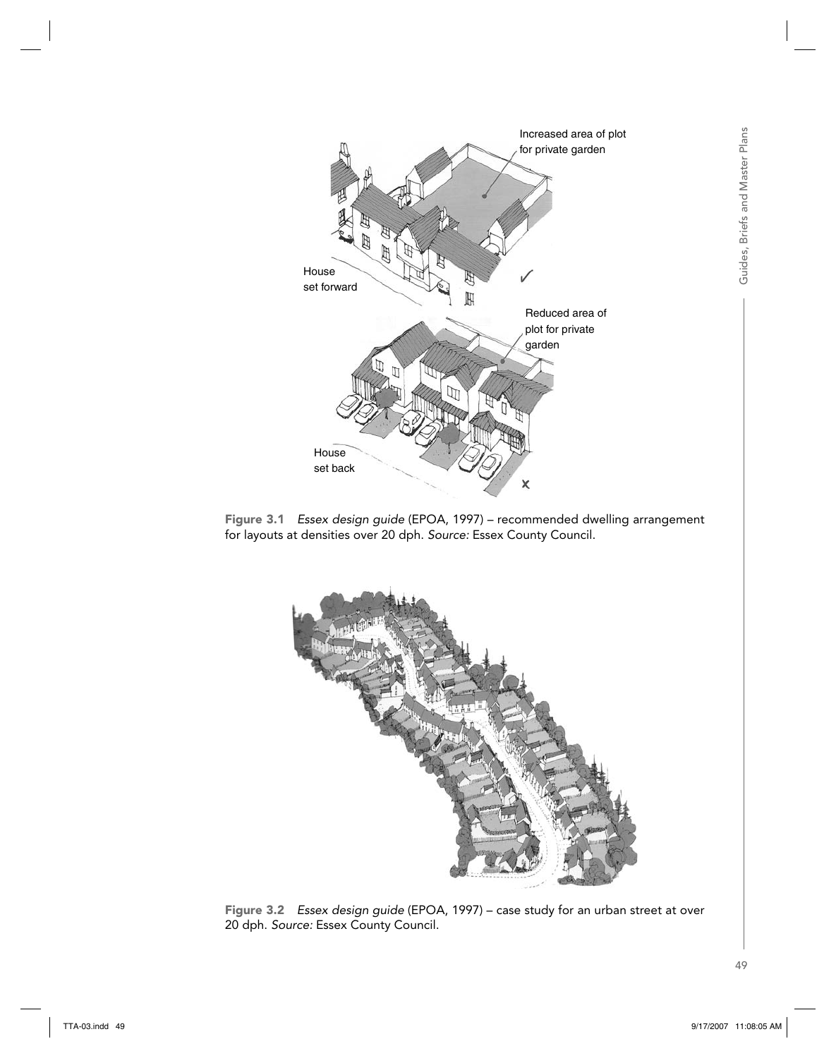**Figure 3.1** *Essex design guide* (EPOA, 1997) – recommended dwelling arrangement for layouts at densities over 20 dph. *Source:* Essex County Council.

**Figure 3.2** *Essex design guide* (EPOA, 1997) – case study for an urban street at over 20 dph. *Source:* Essex County Council.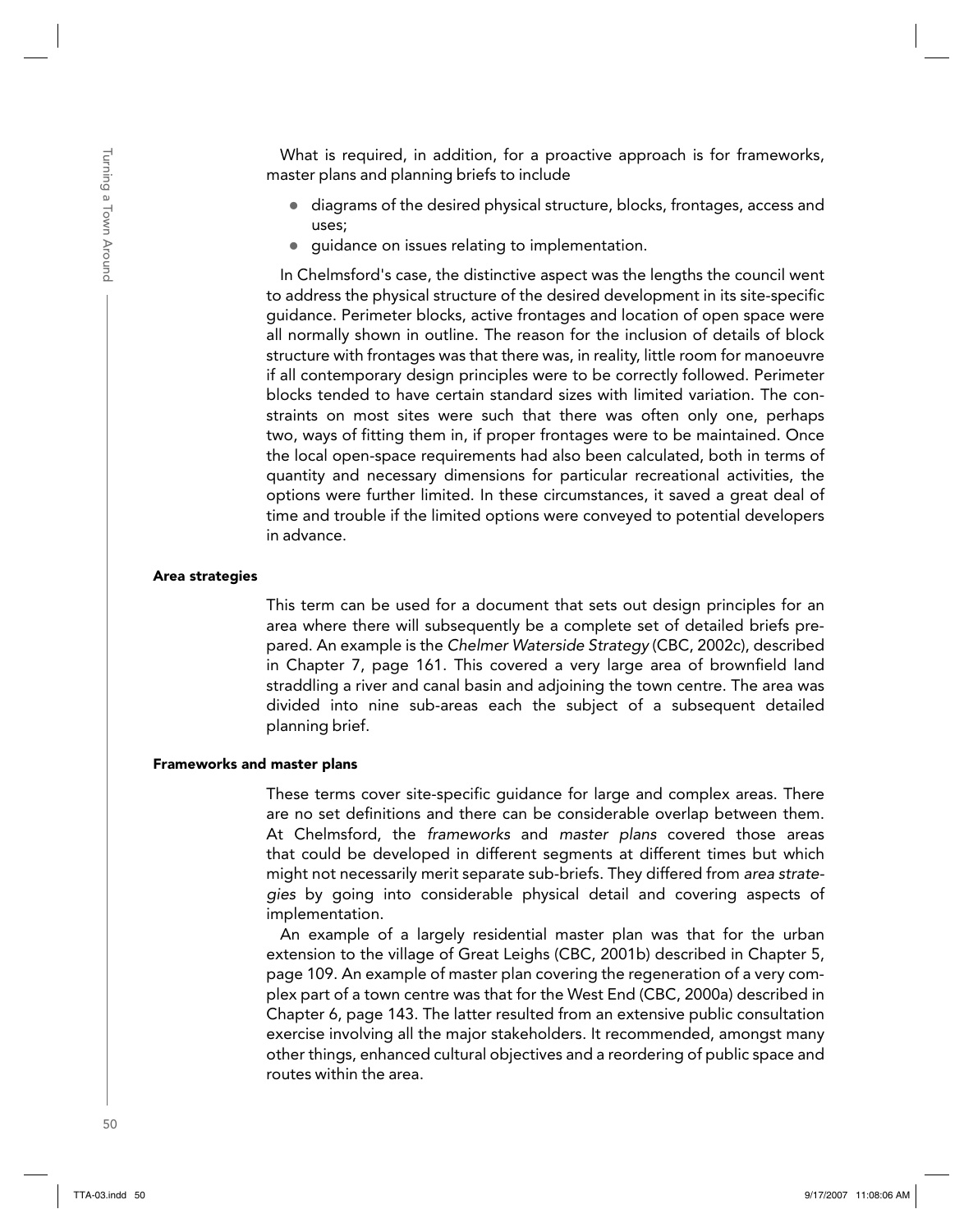What is required, in addition, for a proactive approach is for frameworks, master plans and planning briefs to include

- diagrams of the desired physical structure, blocks, frontages, access and uses;
- guidance on issues relating to implementation.

In Chelmsford's case, the distinctive aspect was the lengths the council went to address the physical structure of the desired development in its site-specific guidance. Perimeter blocks, active frontages and location of open space were all normally shown in outline. The reason for the inclusion of details of block structure with frontages was that there was, in reality, little room for manoeuvre if all contemporary design principles were to be correctly followed. Perimeter blocks tended to have certain standard sizes with limited variation. The constraints on most sites were such that there was often only one, perhaps two, ways of fitting them in, if proper frontages were to be maintained. Once the local open-space requirements had also been calculated, both in terms of quantity and necessary dimensions for particular recreational activities, the options were further limited. In these circumstances, it saved a great deal of time and trouble if the limited options were conveyed to potential developers in advance.

### Area strategies

This term can be used for a document that sets out design principles for an area where there will subsequently be a complete set of detailed briefs prepared. An example is the *Chelmer Waterside Strategy* (CBC, 2002c), described in Chapter 7, page 161. This covered a very large area of brownfield land straddling a river and canal basin and adjoining the town centre. The area was divided into nine sub-areas each the subject of a subsequent detailed planning brief.

### Frameworks and master plans

These terms cover site-specific guidance for large and complex areas. There are no set definitions and there can be considerable overlap between them. At Chelmsford, the *frameworks* and *master plans* covered those areas that could be developed in different segments at different times but which might not necessarily merit separate sub-briefs. They differed from *area strategies* by going into considerable physical detail and covering aspects of implementation.

An example of a largely residential master plan was that for the urban extension to the village of Great Leighs (CBC, 2001b) described in Chapter 5, page 109. An example of master plan covering the regeneration of a very complex part of a town centre was that for the West End (CBC, 2000a) described in Chapter 6, page 143. The latter resulted from an extensive public consultation exercise involving all the major stakeholders. It recommended, amongst many other things, enhanced cultural objectives and a reordering of public space and routes within the area.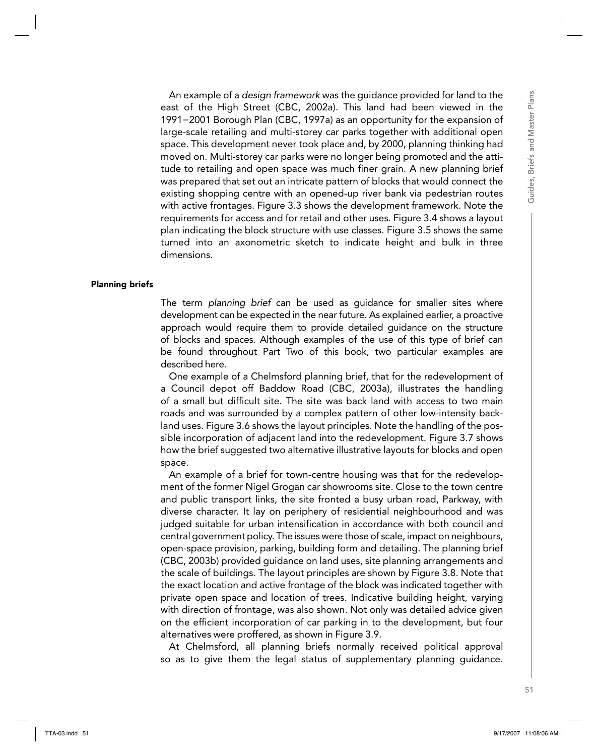An example of a *design framework* was the guidance provided for land to the east of the High Street (CBC, 2002a). This land had been viewed in the 1991–2001 Borough Plan (CBC, 1997a) as an opportunity for the expansion of large-scale retailing and multi-storey car parks together with additional open space. This development never took place and, by 2000, planning thinking had moved on. Multi-storey car parks were no longer being promoted and the attitude to retailing and open space was much finer grain. A new planning brief was prepared that set out an intricate pattern of blocks that would connect the existing shopping centre with an opened-up river bank via pedestrian routes with active frontages. Figure 3.3 shows the development framework. Note the requirements for access and for retail and other uses. Figure 3.4 shows a layout plan indicating the block structure with use classes. Figure 3.5 shows the same turned into an axonometric sketch to indicate height and bulk in three dimensions.

### Planning briefs

The term *planning brief* can be used as guidance for smaller sites where development can be expected in the near future. As explained earlier, a proactive approach would require them to provide detailed guidance on the structure of blocks and spaces. Although examples of the use of this type of brief can be found throughout Part Two of this book, two particular examples are described here.

One example of a Chelmsford planning brief, that for the redevelopment of a Council depot off Baddow Road (CBC, 2003a), illustrates the handling of a small but difficult site. The site was back land with access to two main roads and was surrounded by a complex pattern of other low-intensity back-land uses. Figure 3.6 shows the layout principles. Note the handling of the possible incorporation of adjacent land into the redevelopment. Figure 3.7 shows how the brief suggested two alternative illustrative layouts for blocks and open space.

An example of a brief for town-centre housing was that for the redevelopment of the former Nigel Grogan car showrooms site. Close to the town centre and public transport links, the site fronted a busy urban road, Parkway, with diverse character. It lay on periphery of residential neighbourhood and was judged suitable for urban intensification in accordance with both council and central government policy. The issues were those of scale, impact on neighbours, open-space provision, parking, building form and detailing. The planning brief (CBC, 2003b) provided guidance on land uses, site planning arrangements and the scale of buildings. The layout principles are shown by Figure 3.8. Note that the exact location and active frontage of the block was indicated together with private open space and location of trees. Indicative building height, varying with direction of frontage, was also shown. Not only was detailed advice given on the efficient incorporation of car parking in to the development, but four alternatives were proffered, as shown in Figure 3.9.

At Chelmsford, all planning briefs normally received political approval so as to give them the legal status of supplementary planning guidance.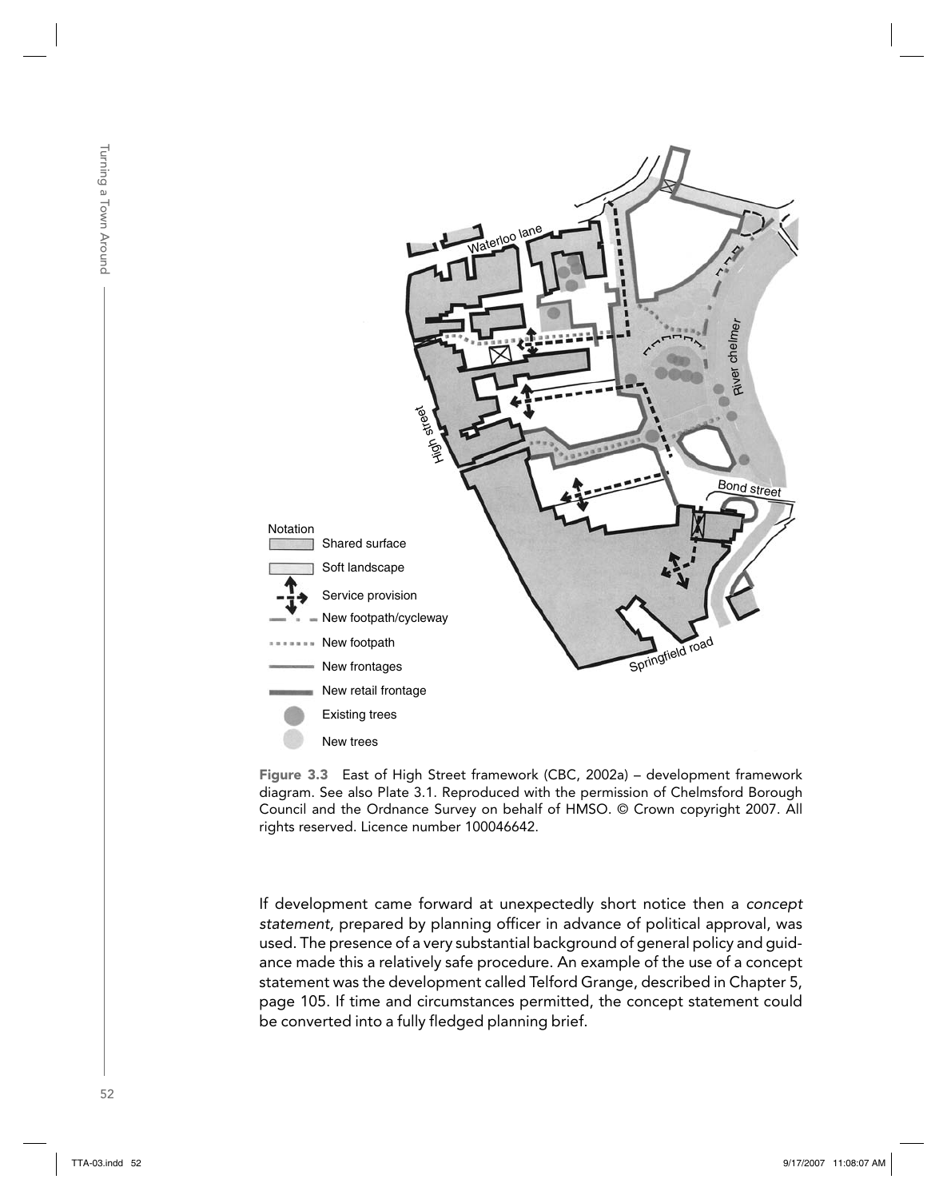Figure 3.3 East of High Street framework (CBC, 2002a) – development framework diagram. See also Plate 3.1. Reproduced with the permission of Chelmsford Borough Council and the Ordnance Survey on behalf of HMSO. © Crown copyright 2007. All rights reserved. Licence number 100046642.

If development came forward at unexpectedly short notice then a *concept statement*, prepared by planning officer in advance of political approval, was used. The presence of a very substantial background of general policy and guidance made this a relatively safe procedure. An example of the use of a concept statement was the development called Telford Grange, described in Chapter 5, page 105. If time and circumstances permitted, the concept statement could be converted into a fully fledged planning brief.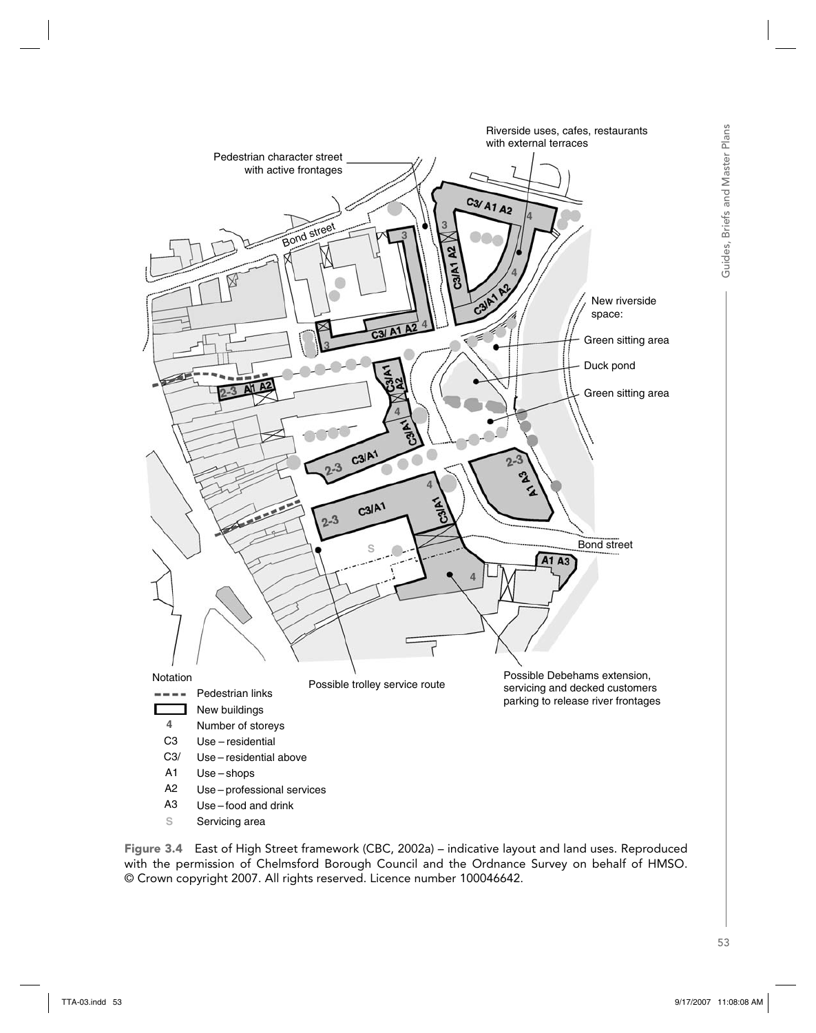Figure 3.4 East of High Street framework (CBC, 2002a) – indicative layout and land uses. Reproduced with the permission of Chelmsford Borough Council and the Ordnance Survey on behalf of HMSO. © Crown copyright 2007. All rights reserved. Licence number 100046642.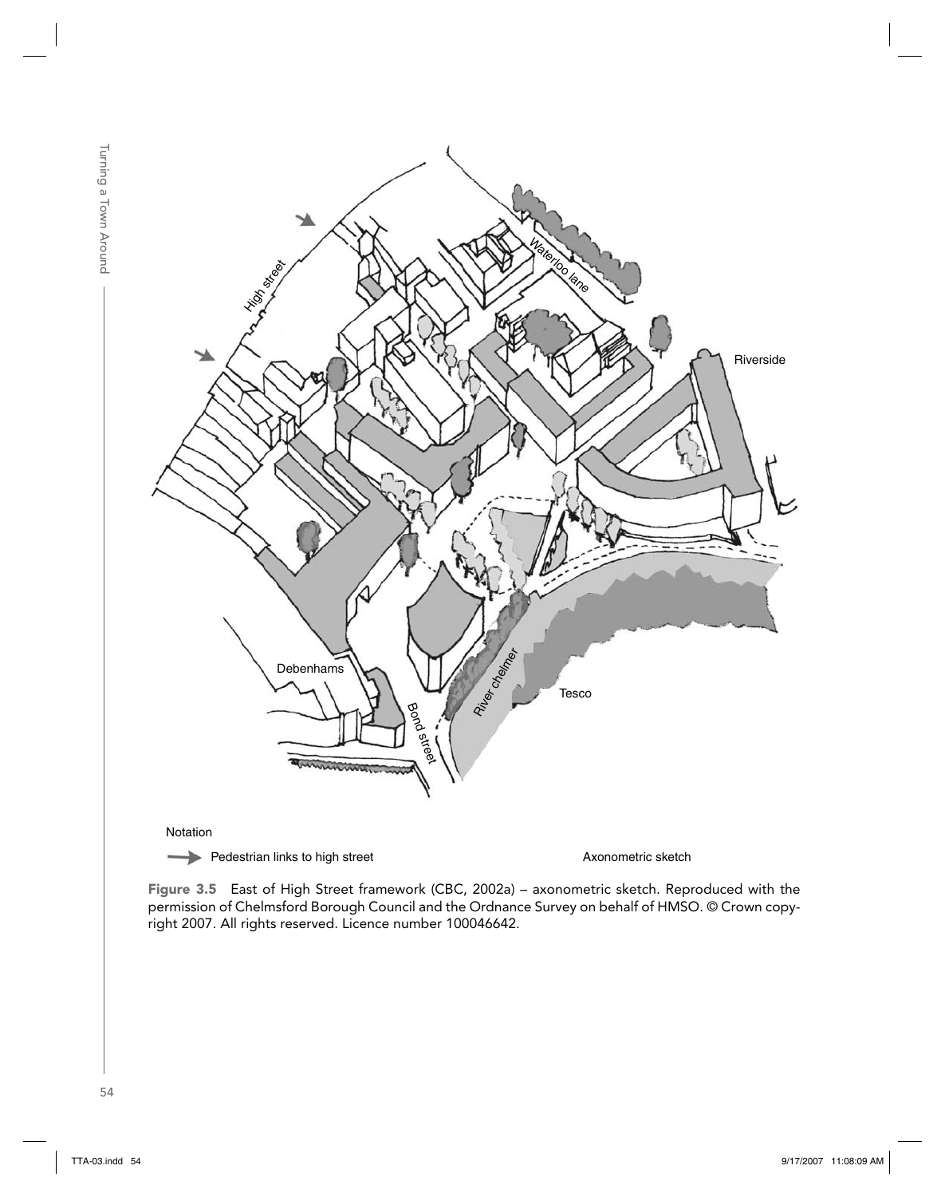Notation

Pedestrian links to high street

Axonometric sketch

**Figure 3.5** East of High Street framework (CBC, 2002a) – axonometric sketch. Reproduced with the permission of Chelmsford Borough Council and the Ordnance Survey on behalf of HMSO. © Crown copyright 2007. All rights reserved. Licence number 100046642.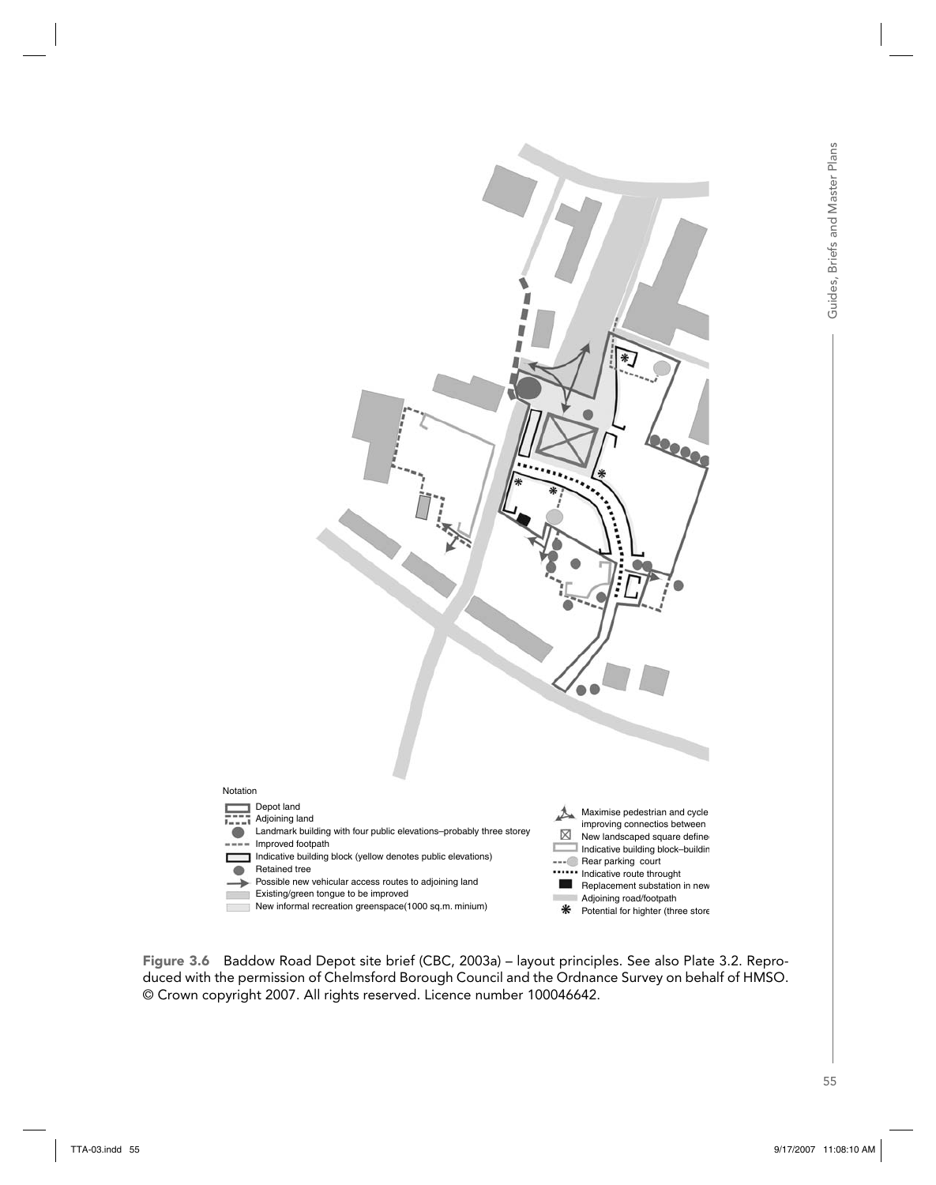Notation

- Depot land
- Adjoining land
- Landmark building with four public elevations–probably three storey
- Improved footpath
- Indicative building block (yellow denotes public elevations)
- Retained tree
- Possible new vehicular access routes to adjoining land
- Existing/green tongue to be improved
- New informal recreation greenspace(1000 sq.m. minium)
- Maximise pedestrian and cycle improving connectios between
- New landscaped square define
- Indicative building block–buildin
- Rear parking court
- Indicative route throught
- Replacement substation in new
- Adjoining road/footpath
- Potential for highter (three store

**Figure 3.6** Baddow Road Depot site brief (CBC, 2003a) – layout principles. See also Plate 3.2. Reproduced with the permission of Chelmsford Borough Council and the Ordnance Survey on behalf of HMSO. © Crown copyright 2007. All rights reserved. Licence number 100046642.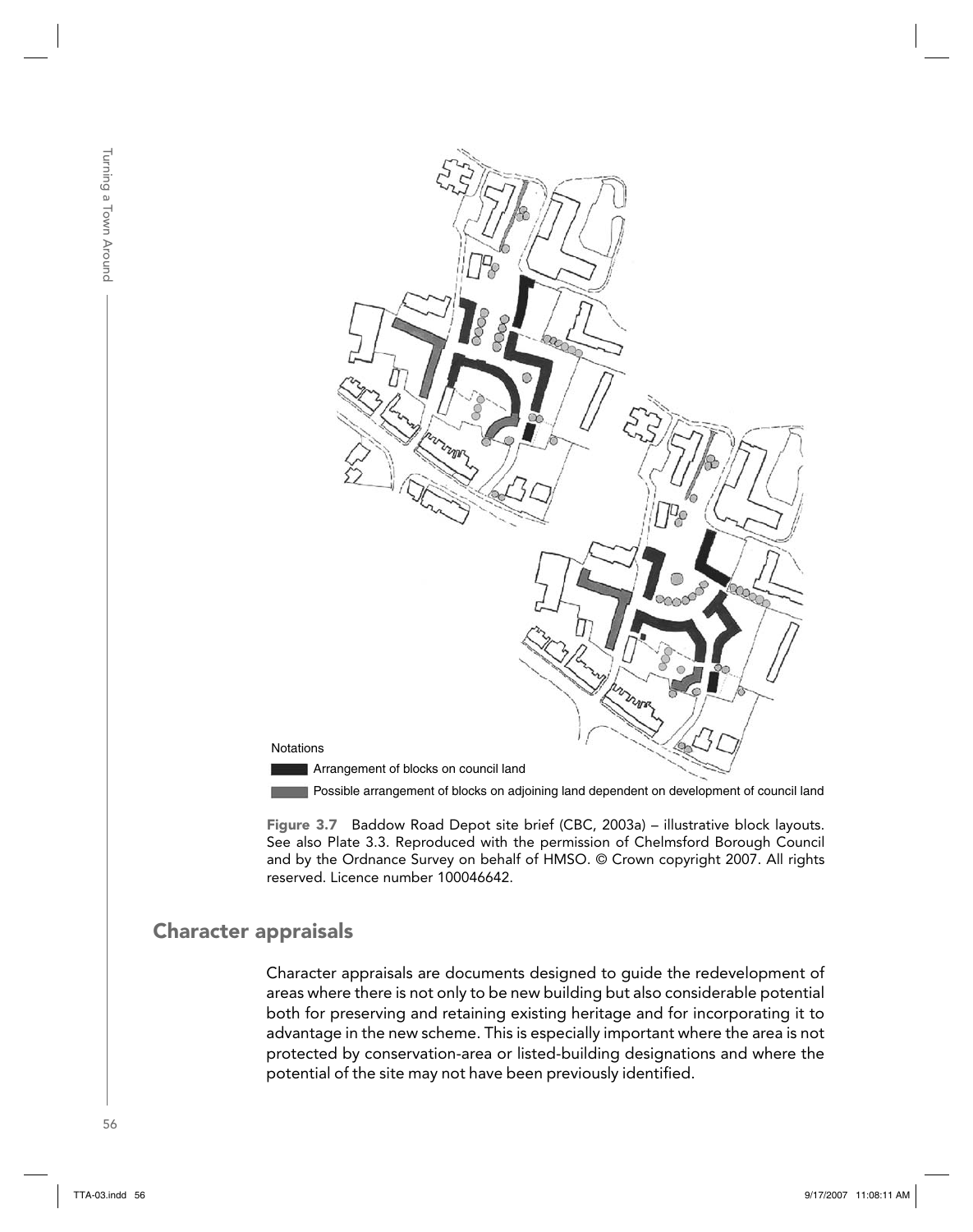Notations

Arrangement of blocks on council land

Possible arrangement of blocks on adjoining land dependent on development of council land

**Figure 3.7** Baddow Road Depot site brief (CBC, 2003a) – illustrative block layouts. See also Plate 3.3. Reproduced with the permission of Chelmsford Borough Council and by the Ordnance Survey on behalf of HMSO. © Crown copyright 2007. All rights reserved. Licence number 100046642.

## Character appraisals

Character appraisals are documents designed to guide the redevelopment of areas where there is not only to be new building but also considerable potential both for preserving and retaining existing heritage and for incorporating it to advantage in the new scheme. This is especially important where the area is not protected by conservation-area or listed-building designations and where the potential of the site may not have been previously identified.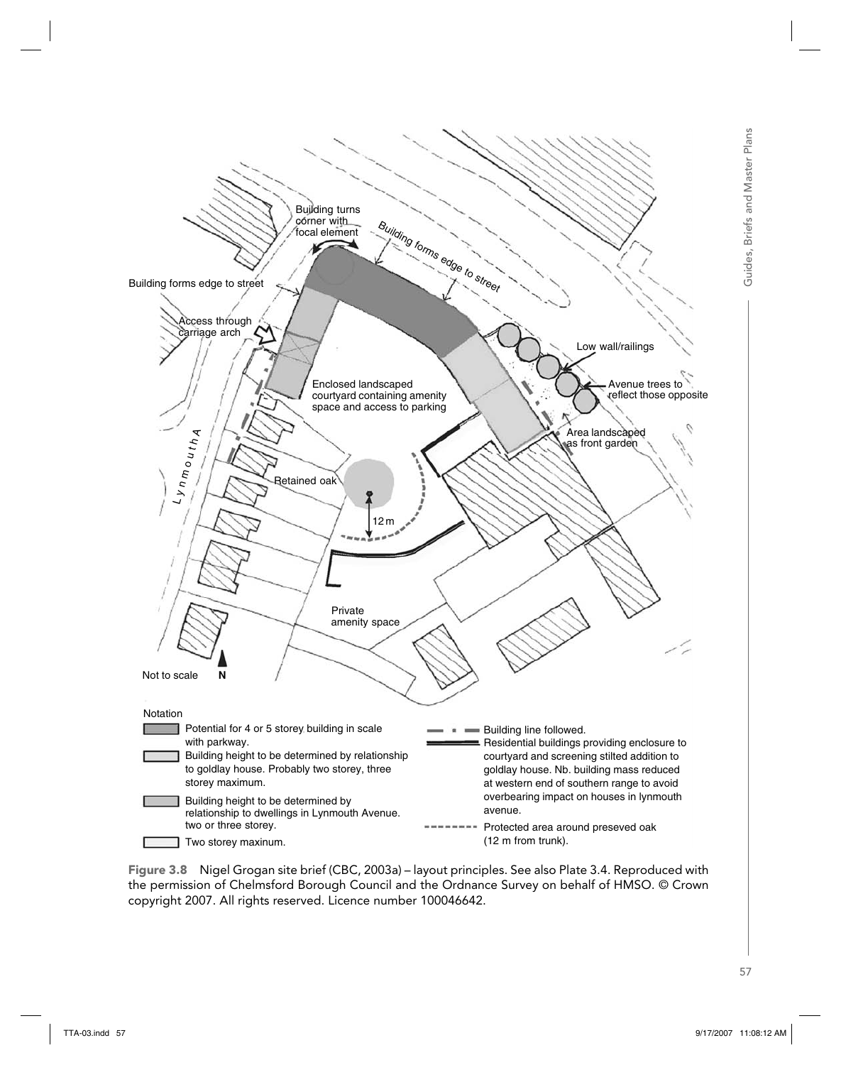Building turns corner with focal element

Building forms edge to street

Building forms edge to street

Access through carriage arch

Low wall/railings

Enclosed landscaped courtyard containing amenity space and access to parking

Avenue trees to reflect those opposite

Area landscaped as front garden

Lynmouth A

Retained oak

12 m

Private amenity space

Not to scale N

Notation

- Potential for 4 or 5 storey building in scale with parkway.
- Building height to be determined by relationship to goldlay house. Probably two storey, three storey maximum.
- Building height to be determined by relationship to dwellings in Lynmouth Avenue. two or three storey.
- Two storey maxinum.
- Building line followed.
- Residential buildings providing enclosure to courtyard and screening stilted addition to goldlay house. Nb. building mass reduced at western end of southern range to avoid overbearing impact on houses in lynmouth avenue.
- Protected area around preseved oak (12 m from trunk).

**Figure 3.8** Nigel Grogan site brief (CBC, 2003a) – layout principles. See also Plate 3.4. Reproduced with the permission of Chelmsford Borough Council and the Ordnance Survey on behalf of HMSO. © Crown copyright 2007. All rights reserved. Licence number 100046642.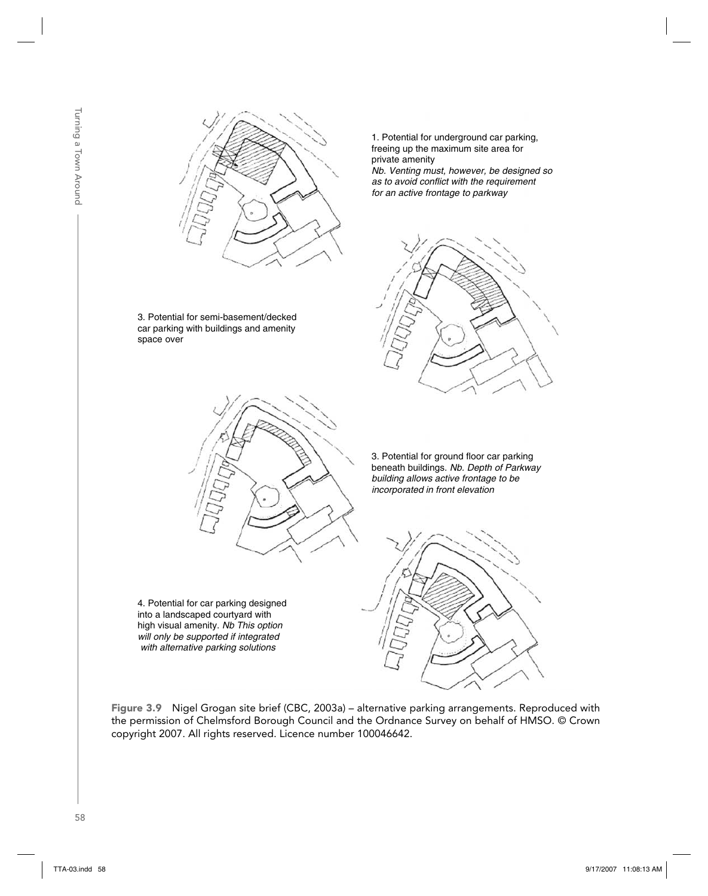1. Potential for underground car parking, freeing up the maximum site area for private amenity
*Nb. Venting must, however, be designed so as to avoid conflict with the requirement for an active frontage to parkway*

3. Potential for semi-basement/decked car parking with buildings and amenity space over

3. Potential for ground floor car parking beneath buildings. *Nb. Depth of Parkway building allows active frontage to be incorporated in front elevation*

4. Potential for car parking designed into a landscaped courtyard with high visual amenity. *Nb This option will only be supported if integrated with alternative parking solutions*

**Figure 3.9** Nigel Grogan site brief (CBC, 2003a) – alternative parking arrangements. Reproduced with the permission of Chelmsford Borough Council and the Ordnance Survey on behalf of HMSO. © Crown copyright 2007. All rights reserved. Licence number 100046642.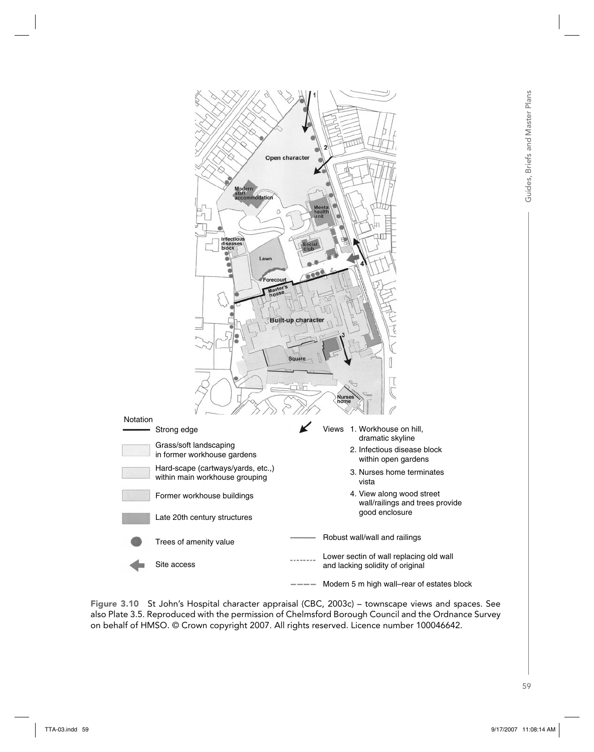Notation

- Strong edge
- Grass/soft landscaping in former workhouse gardens
- Hard-scape (cartways/yards, etc.,) within main workhouse grouping
- Former workhouse buildings
- Late 20th century structures
- Trees of amenity value
- Site access

Views
1. Workhouse on hill, dramatic skyline
2. Infectious disease block within open gardens
3. Nurses home terminates vista
4. View along wood street wall/railings and trees provide good enclosure

- Robust wall/wall and railings
- Lower sectin of wall replacing old wall and lacking solidity of original
- Modern 5 m high wall–rear of estates block

**Figure 3.10** St John's Hospital character appraisal (CBC, 2003c) – townscape views and spaces. See also Plate 3.5. Reproduced with the permission of Chelmsford Borough Council and the Ordnance Survey on behalf of HMSO. © Crown copyright 2007. All rights reserved. Licence number 100046642.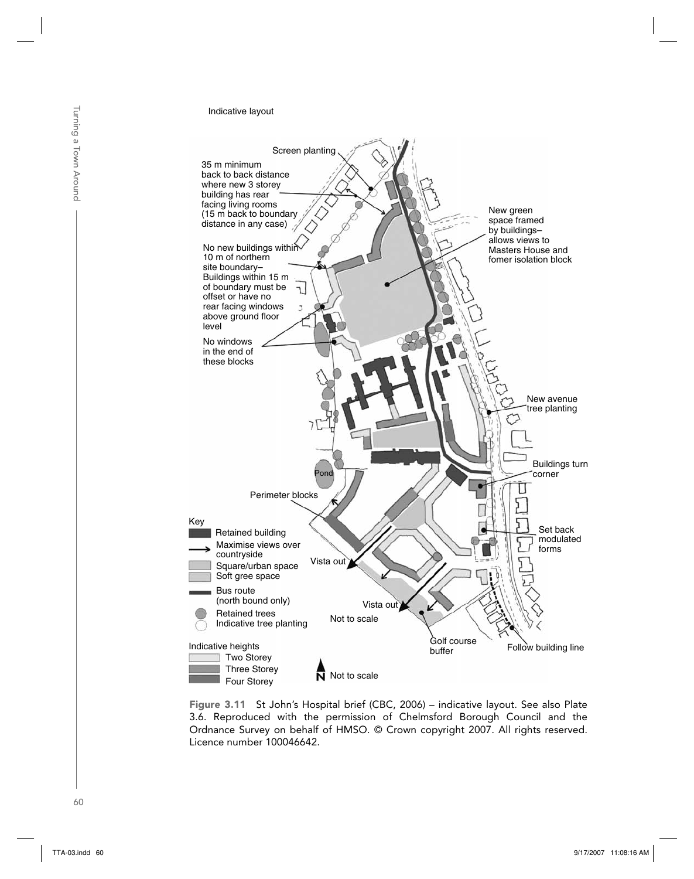Indicative layout

Screen planting

35 m minimum back to back distance where new 3 storey building has rear facing living rooms (15 m back to boundary distance in any case)

No new buildings within 10 m of northern site boundary– Buildings within 15 m of boundary must be offset or have no rear facing windows above ground floor level

No windows in the end of these blocks

New green space framed by buildings– allows views to Masters House and fomer isolation block

New avenue tree planting

Buildings turn corner

Set back modulated forms

Follow building line

Golf course buffer

Vista out

Vista out

Pond

Perimeter blocks

Key

- Retained building
- Maximise views over countryside
- Square/urban space
- Soft gree space
- Bus route (north bound only)
- Retained trees
- Indicative tree planting

Not to scale

Indicative heights

- Two Storey
- Three Storey
- Four Storey

N Not to scale

**Figure 3.11** St John's Hospital brief (CBC, 2006) – indicative layout. See also Plate 3.6. Reproduced with the permission of Chelmsford Borough Council and the Ordnance Survey on behalf of HMSO. © Crown copyright 2007. All rights reserved. Licence number 100046642.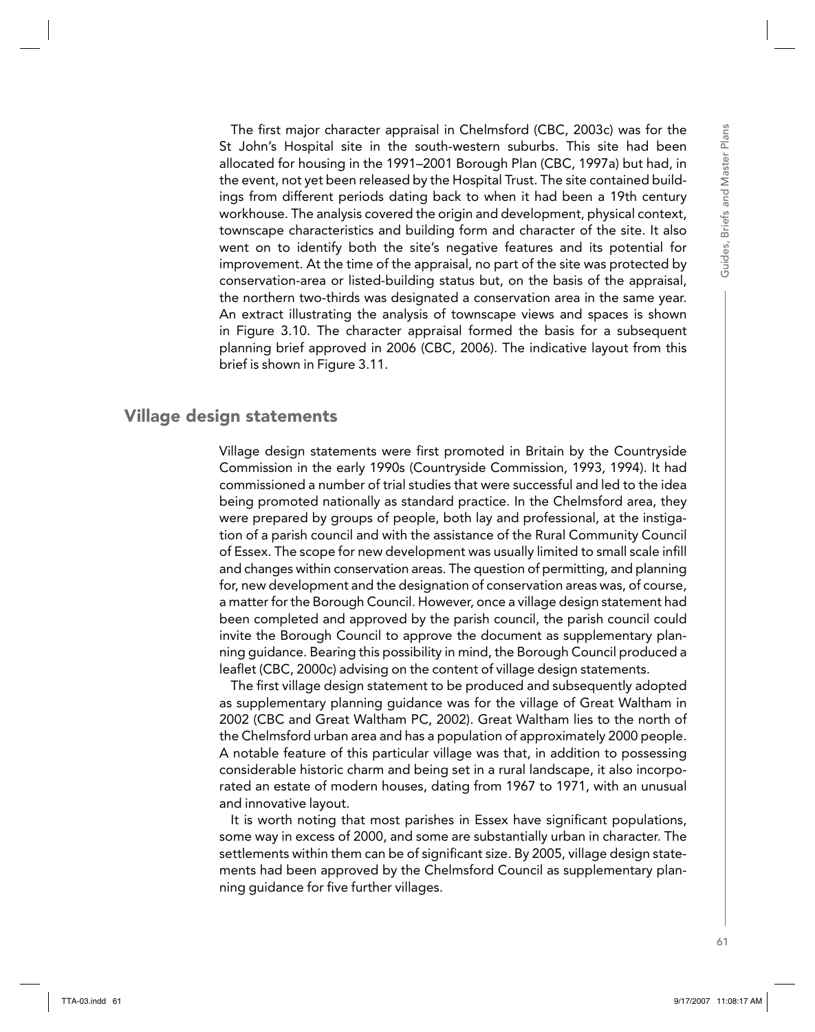The first major character appraisal in Chelmsford (CBC, 2003c) was for the St John's Hospital site in the south-western suburbs. This site had been allocated for housing in the 1991–2001 Borough Plan (CBC, 1997a) but had, in the event, not yet been released by the Hospital Trust. The site contained buildings from different periods dating back to when it had been a 19th century workhouse. The analysis covered the origin and development, physical context, townscape characteristics and building form and character of the site. It also went on to identify both the site's negative features and its potential for improvement. At the time of the appraisal, no part of the site was protected by conservation-area or listed-building status but, on the basis of the appraisal, the northern two-thirds was designated a conservation area in the same year. An extract illustrating the analysis of townscape views and spaces is shown in Figure 3.10. The character appraisal formed the basis for a subsequent planning brief approved in 2006 (CBC, 2006). The indicative layout from this brief is shown in Figure 3.11.

## Village design statements

Village design statements were first promoted in Britain by the Countryside Commission in the early 1990s (Countryside Commission, 1993, 1994). It had commissioned a number of trial studies that were successful and led to the idea being promoted nationally as standard practice. In the Chelmsford area, they were prepared by groups of people, both lay and professional, at the instigation of a parish council and with the assistance of the Rural Community Council of Essex. The scope for new development was usually limited to small scale infill and changes within conservation areas. The question of permitting, and planning for, new development and the designation of conservation areas was, of course, a matter for the Borough Council. However, once a village design statement had been completed and approved by the parish council, the parish council could invite the Borough Council to approve the document as supplementary planning guidance. Bearing this possibility in mind, the Borough Council produced a leaflet (CBC, 2000c) advising on the content of village design statements.

The first village design statement to be produced and subsequently adopted as supplementary planning guidance was for the village of Great Waltham in 2002 (CBC and Great Waltham PC, 2002). Great Waltham lies to the north of the Chelmsford urban area and has a population of approximately 2000 people. A notable feature of this particular village was that, in addition to possessing considerable historic charm and being set in a rural landscape, it also incorporated an estate of modern houses, dating from 1967 to 1971, with an unusual and innovative layout.

It is worth noting that most parishes in Essex have significant populations, some way in excess of 2000, and some are substantially urban in character. The settlements within them can be of significant size. By 2005, village design statements had been approved by the Chelmsford Council as supplementary planning guidance for five further villages.